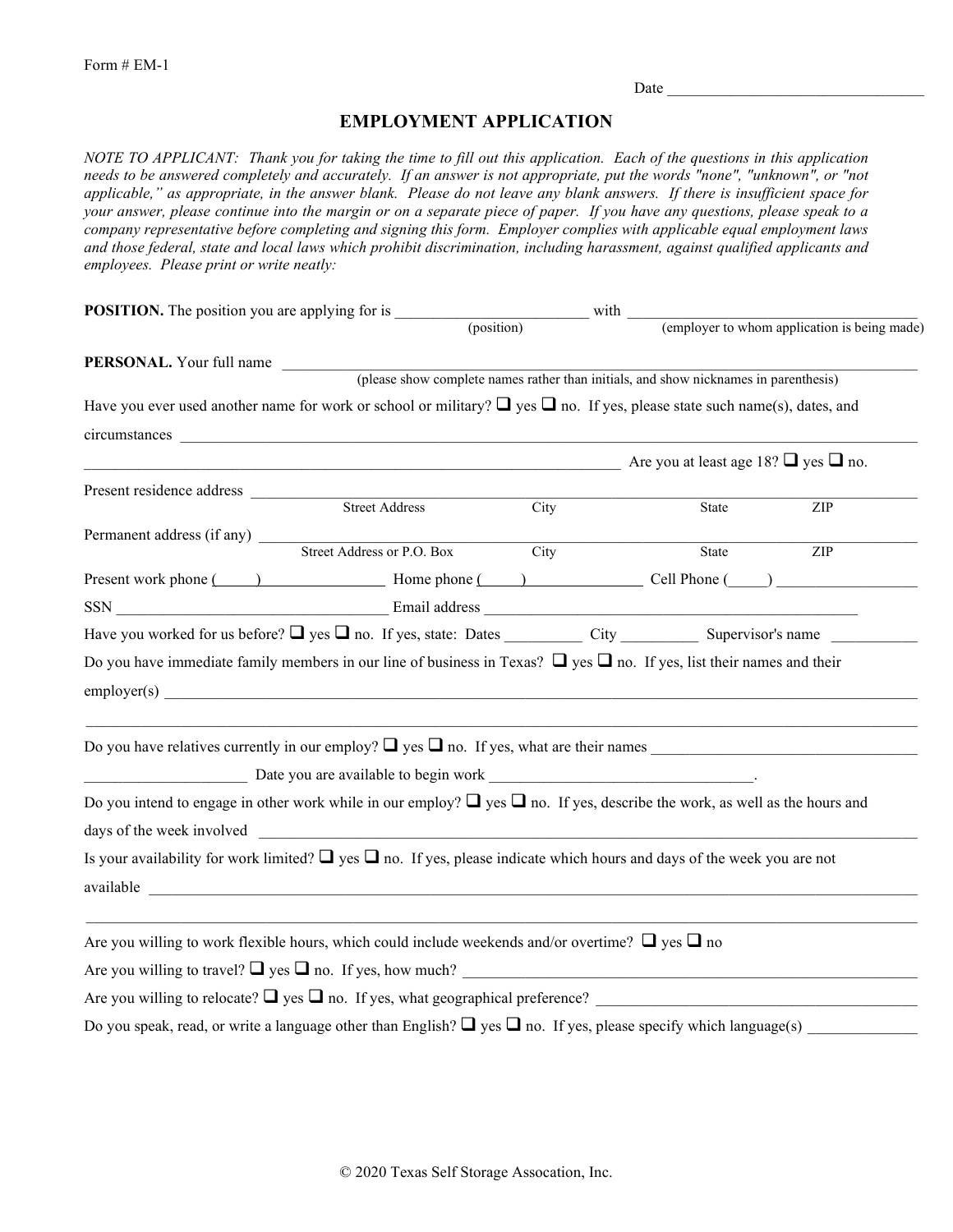Form # EM-1

Date ___________________________________

# EMPLOYMENT APPLICATION

*NOTE TO APPLICANT: Thank you for taking the time to fill out this application. Each of the questions in this application needs to be answered completely and accurately. If an answer is not appropriate, put the words "none", "unknown", or "not applicable," as appropriate, in the answer blank. Please do not leave any blank answers. If there is insufficient space for your answer, please continue into the margin or on a separate piece of paper. If you have any questions, please speak to a company representative before completing and signing this form. Employer complies with applicable equal employment laws and those federal, state and local laws which prohibit discrimination, including harassment, against qualified applicants and employees. Please print or write neatly:*

**POSITION.** The position you are applying for is _________________________ with _____________________________________
(position) (employer to whom application is being made)

**PERSONAL.** Your full name _______________________________________________________________________________
(please show complete names rather than initials, and show nicknames in parenthesis)

Have you ever used another name for work or school or military? ❑ yes ❑ no. If yes, please state such name(s), dates, and circumstances _________________________________________________________________________________________
_______________________________________________________________________ Are you at least age 18? ❑ yes ❑ no.

Present residence address ___________________________________________________________________________________
Street Address City State ZIP

Permanent address (if any) __________________________________________________________________________________
Street Address or P.O. Box City State ZIP

Present work phone (_____)________________ Home phone (_____)______________ Cell Phone (_____) __________________

SSN ___________________________________ Email address ______________________________________________

Have you worked for us before? ❑ yes ❑ no. If yes, state: Dates __________ City __________ Supervisor's name ___________

Do you have immediate family members in our line of business in Texas? ❑ yes ❑ no. If yes, list their names and their employer(s) _____________________________________________________________________________________________
_________________________________________________________________________________________________________

Do you have relatives currently in our employ? ❑ yes ❑ no. If yes, what are their names __________________________________
_____________________ Date you are available to begin work _________________________________.

Do you intend to engage in other work while in our employ? ❑ yes ❑ no. If yes, describe the work, as well as the hours and days of the week involved ___________________________________________________________________________________

Is your availability for work limited? ❑ yes ❑ no. If yes, please indicate which hours and days of the week you are not available __________________________________________________________________________________________
_________________________________________________________________________________________________________

Are you willing to work flexible hours, which could include weekends and/or overtime? ❑ yes ❑ no

Are you willing to travel? ❑ yes ❑ no. If yes, how much? _____________________________________________________________

Are you willing to relocate? ❑ yes ❑ no. If yes, what geographical preference? __________________________________________

Do you speak, read, or write a language other than English? ❑ yes ❑ no. If yes, please specify which language(s) ______________

© 2020 Texas Self Storage Assocation, Inc.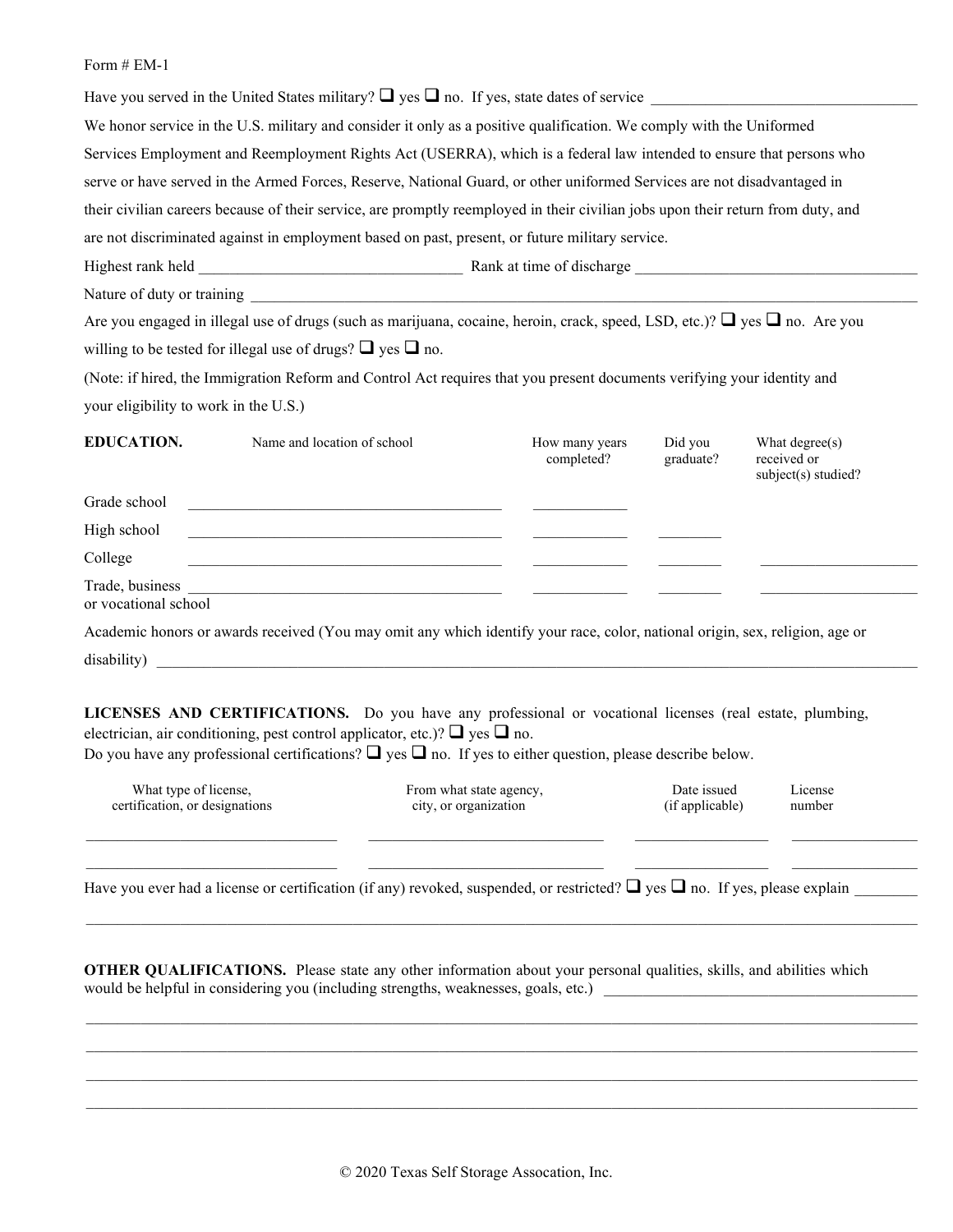Form # EM-1

Have you served in the United States military? ❑ yes ❑ no. If yes, state dates of service ___________________________________

We honor service in the U.S. military and consider it only as a positive qualification. We comply with the Uniformed Services Employment and Reemployment Rights Act (USERRA), which is a federal law intended to ensure that persons who serve or have served in the Armed Forces, Reserve, National Guard, or other uniformed Services are not disadvantaged in their civilian careers because of their service, are promptly reemployed in their civilian jobs upon their return from duty, and are not discriminated against in employment based on past, present, or future military service.

Highest rank held _________________________________ Rank at time of discharge _____________________________________

Nature of duty or training _____________________________________________________________________________________

Are you engaged in illegal use of drugs (such as marijuana, cocaine, heroin, crack, speed, LSD, etc.)? ❑ yes ❑ no. Are you willing to be tested for illegal use of drugs? ❑ yes ❑ no.

(Note: if hired, the Immigration Reform and Control Act requires that you present documents verifying your identity and your eligibility to work in the U.S.)

| **EDUCATION.** | Name and location of school | How many years completed? | Did you graduate? | What degree(s) received or subject(s) studied? |
|---|---|---|---|---|
| Grade school | ________________________ | __________ | | |
| High school | ________________________ | __________ | ________ | |
| College | ________________________ | __________ | ________ | ______________ |
| Trade, business or vocational school | ________________________ | __________ | ________ | ______________ |

Academic honors or awards received (You may omit any which identify your race, color, national origin, sex, religion, age or disability) _______________________________________________________________________________________________

**LICENSES AND CERTIFICATIONS.** Do you have any professional or vocational licenses (real estate, plumbing, electrician, air conditioning, pest control applicator, etc.)? ❑ yes ❑ no.
Do you have any professional certifications? ❑ yes ❑ no. If yes to either question, please describe below.

| What type of license, certification, or designations | From what state agency, city, or organization | Date issued (if applicable) | License number |
|---|---|---|---|
| ________________________ | ________________________ | ______________ | ______________ |
| ________________________ | ________________________ | ______________ | ______________ |

Have you ever had a license or certification (if any) revoked, suspended, or restricted? ❑ yes ❑ no. If yes, please explain ________

_____________________________________________________________________________________________________________

**OTHER QUALIFICATIONS.** Please state any other information about your personal qualities, skills, and abilities which would be helpful in considering you (including strengths, weaknesses, goals, etc.) ________________________________________

_____________________________________________________________________________________________________________

_____________________________________________________________________________________________________________

_____________________________________________________________________________________________________________

_____________________________________________________________________________________________________________

© 2020 Texas Self Storage Assocation, Inc.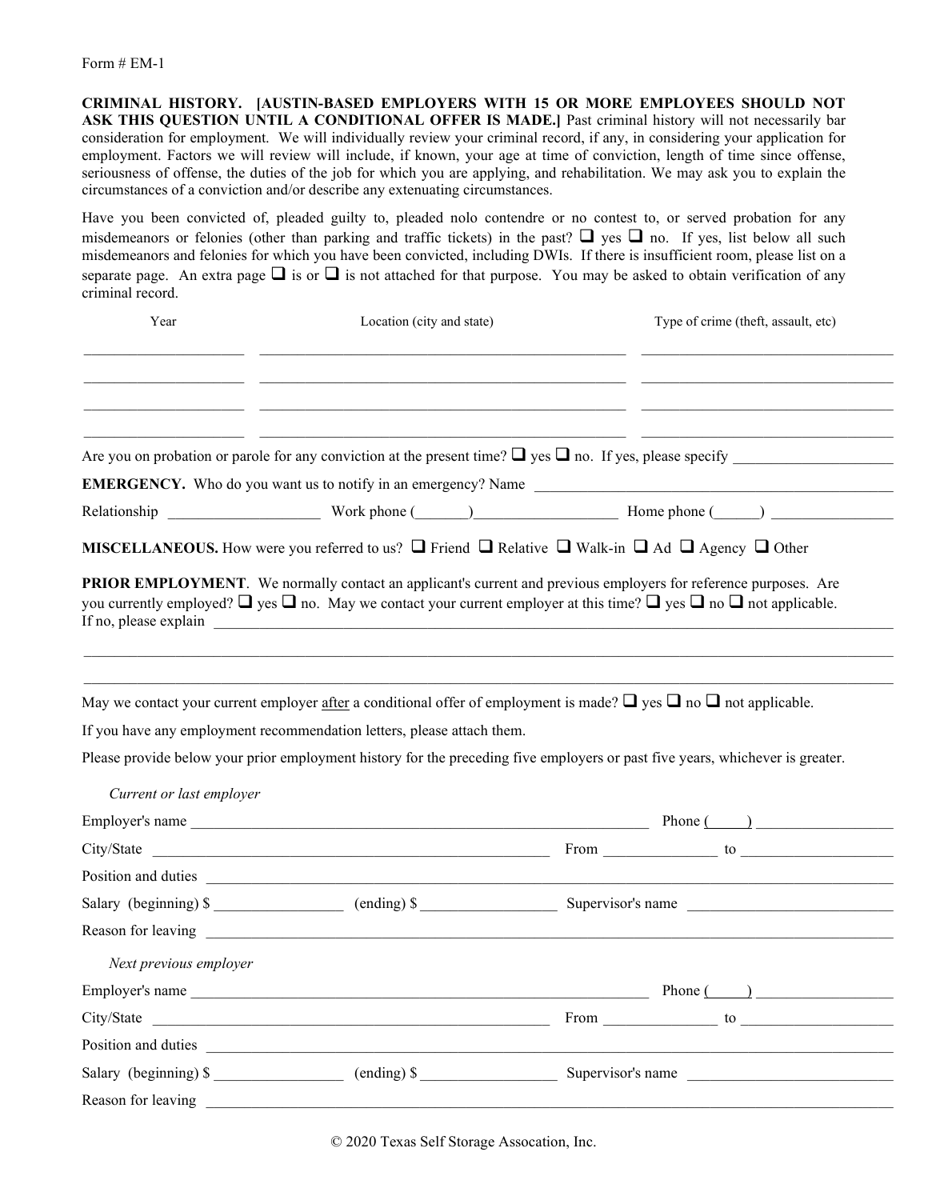Form # EM-1

**CRIMINAL HISTORY. [AUSTIN-BASED EMPLOYERS WITH 15 OR MORE EMPLOYEES SHOULD NOT ASK THIS QUESTION UNTIL A CONDITIONAL OFFER IS MADE.]** Past criminal history will not necessarily bar consideration for employment. We will individually review your criminal record, if any, in considering your application for employment. Factors we will review will include, if known, your age at time of conviction, length of time since offense, seriousness of offense, the duties of the job for which you are applying, and rehabilitation. We may ask you to explain the circumstances of a conviction and/or describe any extenuating circumstances.

Have you been convicted of, pleaded guilty to, pleaded nolo contendre or no contest to, or served probation for any misdemeanors or felonies (other than parking and traffic tickets) in the past? ☐ yes ☐ no. If yes, list below all such misdemeanors and felonies for which you have been convicted, including DWIs. If there is insufficient room, please list on a separate page. An extra page ☐ is or ☐ is not attached for that purpose. You may be asked to obtain verification of any criminal record.

| Year | Location (city and state) | Type of crime (theft, assault, etc) |
|---|---|---|
| ____________ | ______________________________ | ____________________ |
| ____________ | ______________________________ | ____________________ |
| ____________ | ______________________________ | ____________________ |
| ____________ | ______________________________ | ____________________ |

Are you on probation or parole for any conviction at the present time? ☐ yes ☐ no. If yes, please specify ____________________

**EMERGENCY.** Who do you want us to notify in an emergency? Name ______________________________________________

Relationship ____________________ Work phone (_______)__________________ Home phone (______) ________________

**MISCELLANEOUS.** How were you referred to us? ☐ Friend ☐ Relative ☐ Walk-in ☐ Ad ☐ Agency ☐ Other

**PRIOR EMPLOYMENT**. We normally contact an applicant's current and previous employers for reference purposes. Are you currently employed? ☐ yes ☐ no. May we contact your current employer at this time? ☐ yes ☐ no ☐ not applicable. If no, please explain ______________________________________________________________________________

______________________________________________________________________________________________

______________________________________________________________________________________________

May we contact your current employer after a conditional offer of employment is made? ☐ yes ☐ no ☐ not applicable.

If you have any employment recommendation letters, please attach them.

Please provide below your prior employment history for the preceding five employers or past five years, whichever is greater.

*Current or last employer*

Employer's name ______________________________________________________ Phone (_____) __________________

City/State ______________________________________________ From ______________ to ____________________

Position and duties ____________________________________________________________________________________

Salary (beginning) $ ________________ (ending) $ _________________ Supervisor's name __________________________

Reason for leaving ____________________________________________________________________________________

*Next previous employer*

Employer's name ______________________________________________________ Phone (_____) __________________

City/State ______________________________________________ From ______________ to ____________________

Position and duties ____________________________________________________________________________________

Salary (beginning) $ ________________ (ending) $ _________________ Supervisor's name __________________________

Reason for leaving ____________________________________________________________________________________

© 2020 Texas Self Storage Assocation, Inc.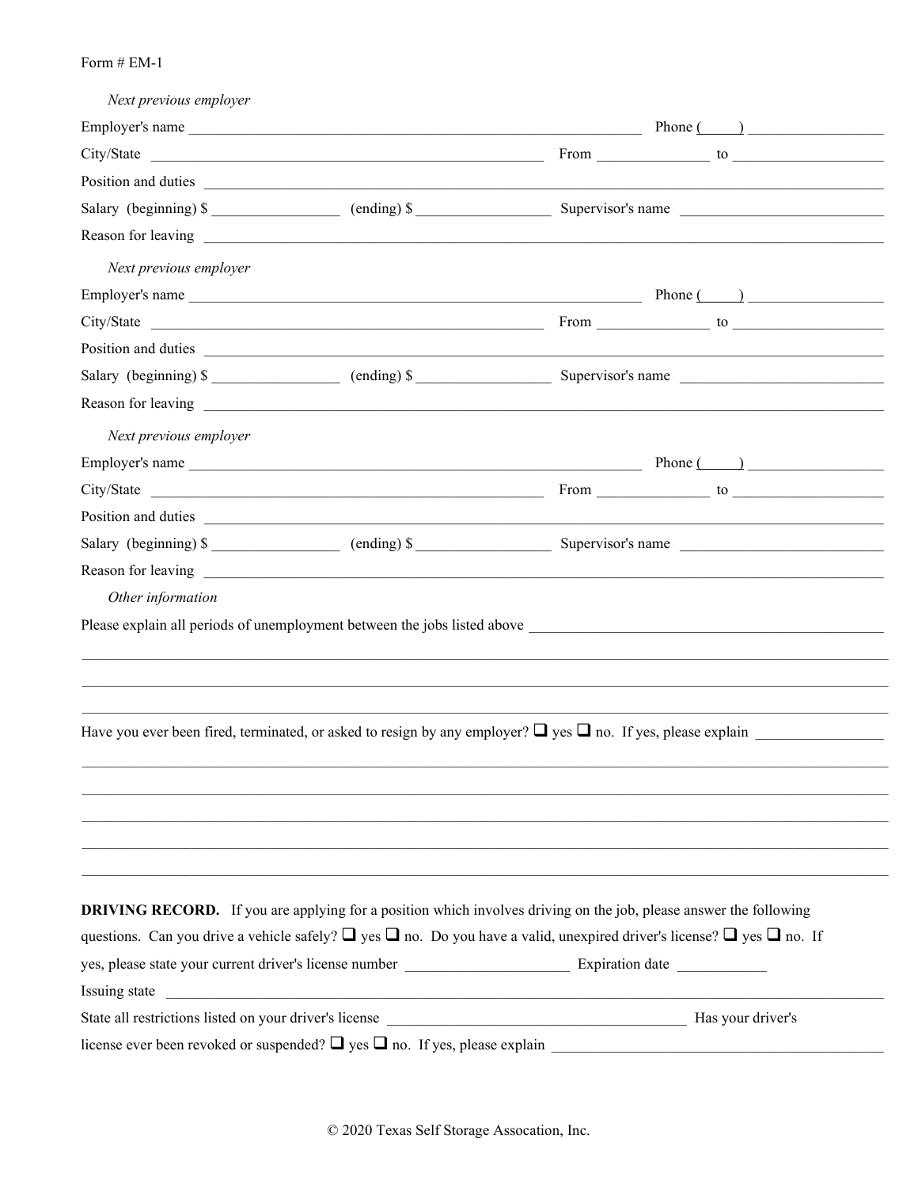Form # EM-1

*Next previous employer*

Employer's name ________________________________________________ Phone (____) ________________

City/State ________________________________________________ From ______________ to ________________

Position and duties ________________________________________________________________________

Salary (beginning) $ ______________ (ending) $ ______________ Supervisor's name ______________________

Reason for leaving ________________________________________________________________________

*Next previous employer*

Employer's name ________________________________________________ Phone (____) ________________

City/State ________________________________________________ From ______________ to ________________

Position and duties ________________________________________________________________________

Salary (beginning) $ ______________ (ending) $ ______________ Supervisor's name ______________________

Reason for leaving ________________________________________________________________________

*Next previous employer*

Employer's name ________________________________________________ Phone (____) ________________

City/State ________________________________________________ From ______________ to ________________

Position and duties ________________________________________________________________________

Salary (beginning) $ ______________ (ending) $ ______________ Supervisor's name ______________________

Reason for leaving ________________________________________________________________________

*Other information*

Please explain all periods of unemployment between the jobs listed above ________________________________

______________________________________________________________________________________

______________________________________________________________________________________

______________________________________________________________________________________

Have you ever been fired, terminated, or asked to resign by any employer? ❑ yes ❑ no. If yes, please explain ______________

______________________________________________________________________________________

______________________________________________________________________________________

______________________________________________________________________________________

______________________________________________________________________________________

______________________________________________________________________________________

**DRIVING RECORD.** If you are applying for a position which involves driving on the job, please answer the following questions. Can you drive a vehicle safely? ❑ yes ❑ no. Do you have a valid, unexpired driver's license? ❑ yes ❑ no. If yes, please state your current driver's license number ____________________ Expiration date ___________

Issuing state ______________________________________________________________________________

State all restrictions listed on your driver's license ________________________________ Has your driver's license ever been revoked or suspended? ❑ yes ❑ no. If yes, please explain ________________________________

© 2020 Texas Self Storage Assocation, Inc.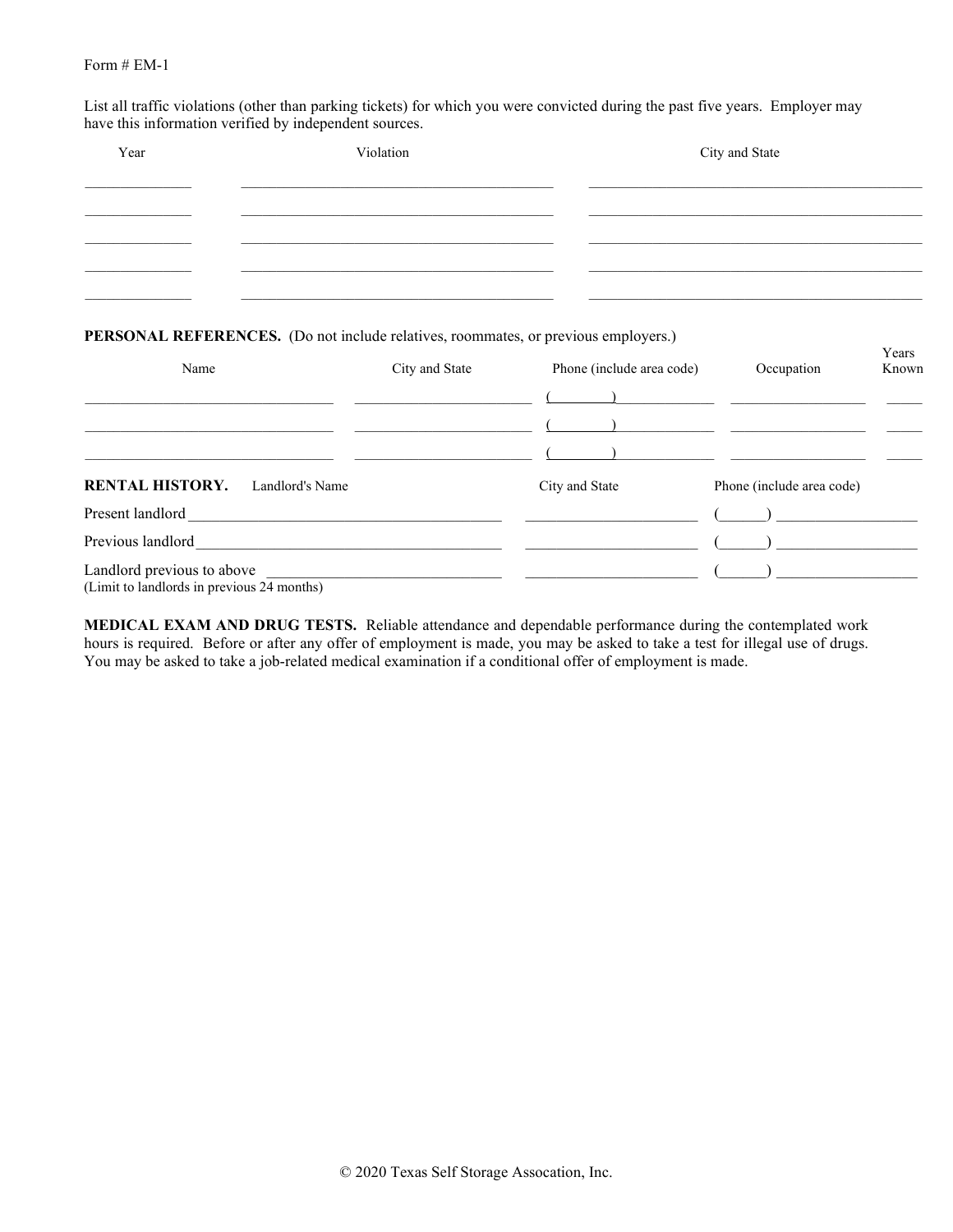Form # EM-1

List all traffic violations (other than parking tickets) for which you were convicted during the past five years. Employer may have this information verified by independent sources.

| Year | Violation | City and State |
|---|---|---|
| | | |
| | | |
| | | |
| | | |
| | | |

**PERSONAL REFERENCES.** (Do not include relatives, roommates, or previous employers.)

| Name | City and State | Phone (include area code) | Occupation | Years Known |
|---|---|---|---|---|
| | | ( ) | | |
| | | ( ) | | |
| | | ( ) | | |

**RENTAL HISTORY.**

| | Landlord's Name | City and State | Phone (include area code) |
|---|---|---|---|
| Present landlord | | | ( ) |
| Previous landlord | | | ( ) |
| Landlord previous to above (Limit to landlords in previous 24 months) | | | ( ) |

**MEDICAL EXAM AND DRUG TESTS.** Reliable attendance and dependable performance during the contemplated work hours is required. Before or after any offer of employment is made, you may be asked to take a test for illegal use of drugs. You may be asked to take a job-related medical examination if a conditional offer of employment is made.

© 2020 Texas Self Storage Assocation, Inc.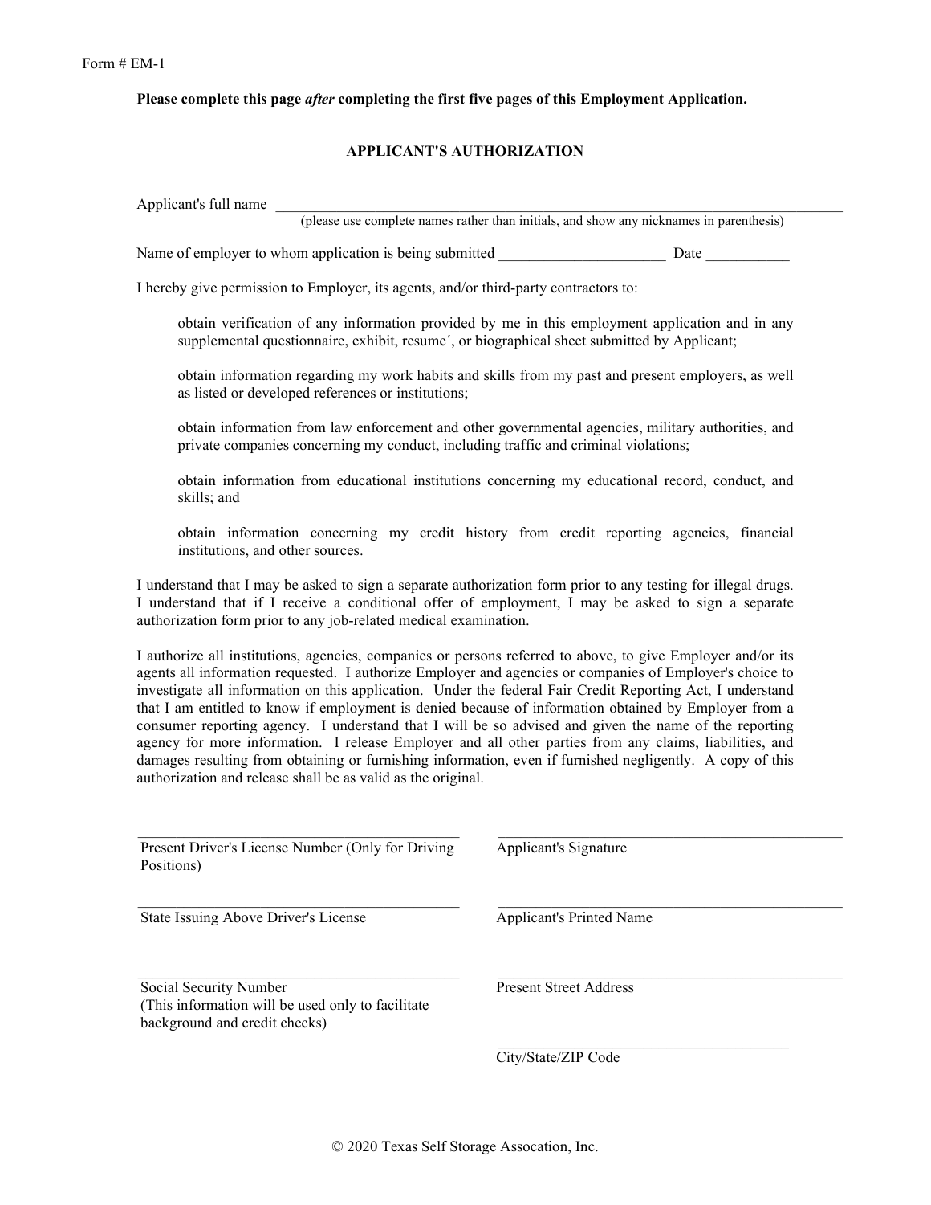Form # EM-1

**Please complete this page *after* completing the first five pages of this Employment Application.**

## APPLICANT'S AUTHORIZATION

Applicant's full name ______________________________________________________________________
(please use complete names rather than initials, and show any nicknames in parenthesis)

Name of employer to whom application is being submitted ______________________ Date ___________

I hereby give permission to Employer, its agents, and/or third-party contractors to:

> obtain verification of any information provided by me in this employment application and in any supplemental questionnaire, exhibit, resume´, or biographical sheet submitted by Applicant;
>
> obtain information regarding my work habits and skills from my past and present employers, as well as listed or developed references or institutions;
>
> obtain information from law enforcement and other governmental agencies, military authorities, and private companies concerning my conduct, including traffic and criminal violations;
>
> obtain information from educational institutions concerning my educational record, conduct, and skills; and
>
> obtain information concerning my credit history from credit reporting agencies, financial institutions, and other sources.

I understand that I may be asked to sign a separate authorization form prior to any testing for illegal drugs. I understand that if I receive a conditional offer of employment, I may be asked to sign a separate authorization form prior to any job-related medical examination.

I authorize all institutions, agencies, companies or persons referred to above, to give Employer and/or its agents all information requested. I authorize Employer and agencies or companies of Employer's choice to investigate all information on this application. Under the federal Fair Credit Reporting Act, I understand that I am entitled to know if employment is denied because of information obtained by Employer from a consumer reporting agency. I understand that I will be so advised and given the name of the reporting agency for more information. I release Employer and all other parties from any claims, liabilities, and damages resulting from obtaining or furnishing information, even if furnished negligently. A copy of this authorization and release shall be as valid as the original.

____________________________________________
Present Driver's License Number (Only for Driving Positions)

____________________________________________
Applicant's Signature

____________________________________________
State Issuing Above Driver's License

____________________________________________
Applicant's Printed Name

____________________________________________
Social Security Number
(This information will be used only to facilitate background and credit checks)

____________________________________________
Present Street Address

____________________________________________
City/State/ZIP Code

© 2020 Texas Self Storage Assocation, Inc.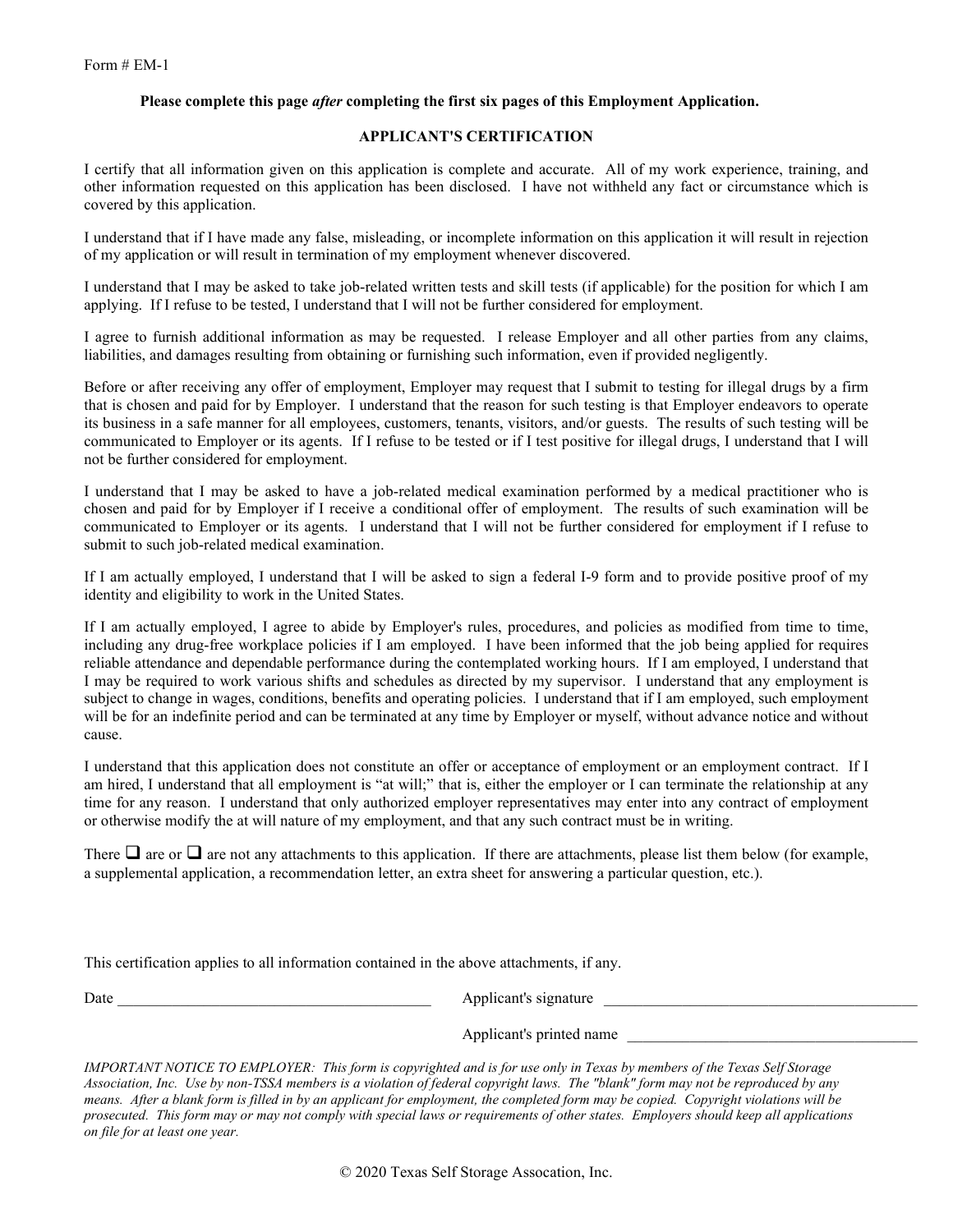Form # EM-1

**Please complete this page *after* completing the first six pages of this Employment Application.**

## APPLICANT'S CERTIFICATION

I certify that all information given on this application is complete and accurate. All of my work experience, training, and other information requested on this application has been disclosed. I have not withheld any fact or circumstance which is covered by this application.

I understand that if I have made any false, misleading, or incomplete information on this application it will result in rejection of my application or will result in termination of my employment whenever discovered.

I understand that I may be asked to take job-related written tests and skill tests (if applicable) for the position for which I am applying. If I refuse to be tested, I understand that I will not be further considered for employment.

I agree to furnish additional information as may be requested. I release Employer and all other parties from any claims, liabilities, and damages resulting from obtaining or furnishing such information, even if provided negligently.

Before or after receiving any offer of employment, Employer may request that I submit to testing for illegal drugs by a firm that is chosen and paid for by Employer. I understand that the reason for such testing is that Employer endeavors to operate its business in a safe manner for all employees, customers, tenants, visitors, and/or guests. The results of such testing will be communicated to Employer or its agents. If I refuse to be tested or if I test positive for illegal drugs, I understand that I will not be further considered for employment.

I understand that I may be asked to have a job-related medical examination performed by a medical practitioner who is chosen and paid for by Employer if I receive a conditional offer of employment. The results of such examination will be communicated to Employer or its agents. I understand that I will not be further considered for employment if I refuse to submit to such job-related medical examination.

If I am actually employed, I understand that I will be asked to sign a federal I-9 form and to provide positive proof of my identity and eligibility to work in the United States.

If I am actually employed, I agree to abide by Employer's rules, procedures, and policies as modified from time to time, including any drug-free workplace policies if I am employed. I have been informed that the job being applied for requires reliable attendance and dependable performance during the contemplated working hours. If I am employed, I understand that I may be required to work various shifts and schedules as directed by my supervisor. I understand that any employment is subject to change in wages, conditions, benefits and operating policies. I understand that if I am employed, such employment will be for an indefinite period and can be terminated at any time by Employer or myself, without advance notice and without cause.

I understand that this application does not constitute an offer or acceptance of employment or an employment contract. If I am hired, I understand that all employment is "at will;" that is, either the employer or I can terminate the relationship at any time for any reason. I understand that only authorized employer representatives may enter into any contract of employment or otherwise modify the at will nature of my employment, and that any such contract must be in writing.

There ☐ are or ☐ are not any attachments to this application. If there are attachments, please list them below (for example, a supplemental application, a recommendation letter, an extra sheet for answering a particular question, etc.).

This certification applies to all information contained in the above attachments, if any.

Date ________________________________________ Applicant's signature ________________________________________

Applicant's printed name ________________________________________

*IMPORTANT NOTICE TO EMPLOYER: This form is copyrighted and is for use only in Texas by members of the Texas Self Storage Association, Inc. Use by non-TSSA members is a violation of federal copyright laws. The "blank" form may not be reproduced by any means. After a blank form is filled in by an applicant for employment, the completed form may be copied. Copyright violations will be prosecuted. This form may or may not comply with special laws or requirements of other states. Employers should keep all applications on file for at least one year.*

© 2020 Texas Self Storage Assocation, Inc.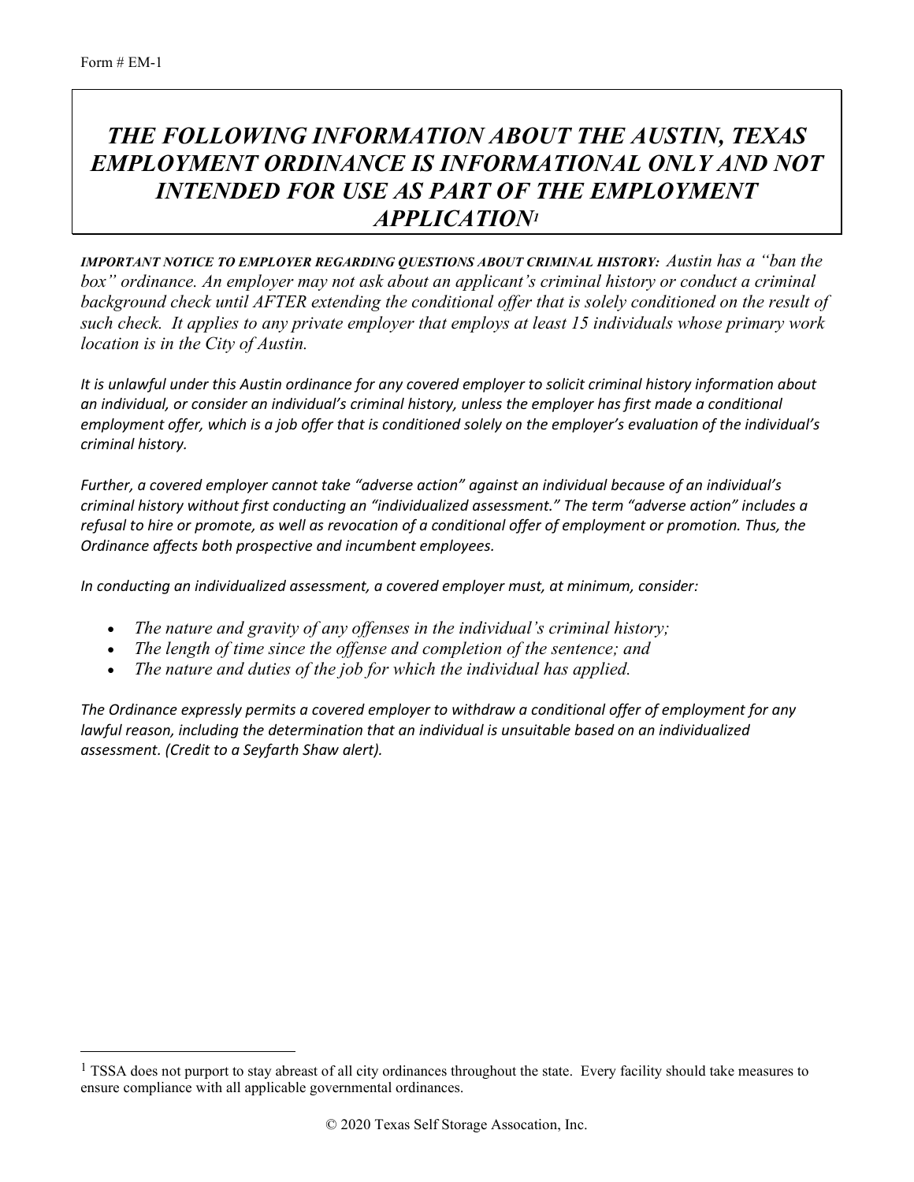Form # EM-1

# *THE FOLLOWING INFORMATION ABOUT THE AUSTIN, TEXAS EMPLOYMENT ORDINANCE IS INFORMATIONAL ONLY AND NOT INTENDED FOR USE AS PART OF THE EMPLOYMENT APPLICATION*[1]

***IMPORTANT NOTICE TO EMPLOYER REGARDING QUESTIONS ABOUT CRIMINAL HISTORY:*** *Austin has a "ban the box" ordinance. An employer may not ask about an applicant's criminal history or conduct a criminal background check until AFTER extending the conditional offer that is solely conditioned on the result of such check. It applies to any private employer that employs at least 15 individuals whose primary work location is in the City of Austin.*

*It is unlawful under this Austin ordinance for any covered employer to solicit criminal history information about an individual, or consider an individual's criminal history, unless the employer has first made a conditional employment offer, which is a job offer that is conditioned solely on the employer's evaluation of the individual's criminal history.*

*Further, a covered employer cannot take "adverse action" against an individual because of an individual's criminal history without first conducting an "individualized assessment." The term "adverse action" includes a refusal to hire or promote, as well as revocation of a conditional offer of employment or promotion. Thus, the Ordinance affects both prospective and incumbent employees.*

*In conducting an individualized assessment, a covered employer must, at minimum, consider:*

- *The nature and gravity of any offenses in the individual's criminal history;*
- *The length of time since the offense and completion of the sentence; and*
- *The nature and duties of the job for which the individual has applied.*

*The Ordinance expressly permits a covered employer to withdraw a conditional offer of employment for any lawful reason, including the determination that an individual is unsuitable based on an individualized assessment. (Credit to a Seyfarth Shaw alert).*

[1] TSSA does not purport to stay abreast of all city ordinances throughout the state. Every facility should take measures to ensure compliance with all applicable governmental ordinances.

© 2020 Texas Self Storage Assocation, Inc.